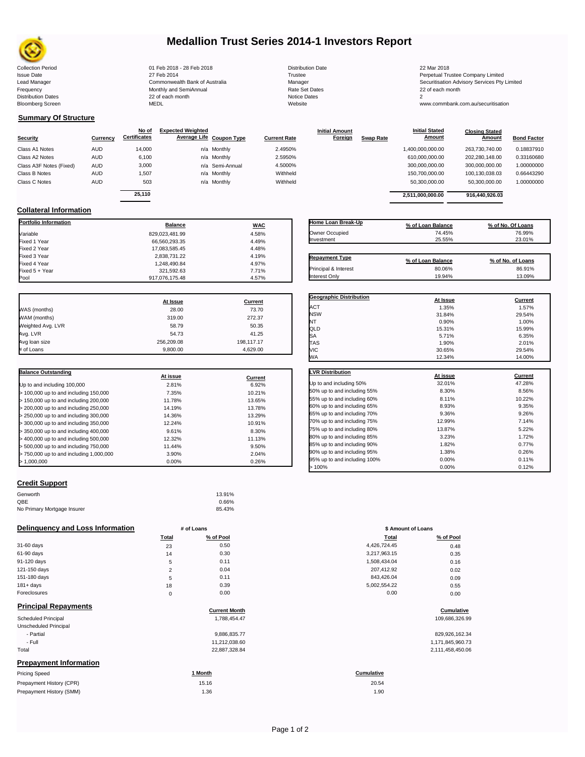# Medallion Trust Series 2014-1 Investors Report

| | | | |
|---|---|---|---|
| Collection Period | 01 Feb 2018 - 28 Feb 2018 | Distribution Date | 22 Mar 2018 |
| Issue Date | 27 Feb 2014 | Trustee | Perpetual Trustee Company Limited |
| Lead Manager | Commonwealth Bank of Australia | Manager | Securitisation Advisory Services Pty Limited |
| Frequency | Monthly and SemiAnnual | Rate Set Dates | 22 of each month |
| Distribution Dates | 22 of each month | Notice Dates | 2 |
| Bloomberg Screen | MEDL | Website | www.commbank.com.au/securitisation |

## Summary Of Structure

| Security | Currency | No of Certificates | Expected Weighted Average Life | Coupon Type | Current Rate | Initial Amount Foreign | Swap Rate | Initial Stated Amount | Closing Stated Amount | Bond Factor |
|---|---|---|---|---|---|---|---|---|---|---|
| Class A1 Notes | AUD | 14,000 | n/a | Monthly | 2.4950% | | | 1,400,000,000.00 | 263,730,740.00 | 0.18837910 |
| Class A2 Notes | AUD | 6,100 | n/a | Monthly | 2.5950% | | | 610,000,000.00 | 202,280,148.00 | 0.33160680 |
| Class A3F Notes (Fixed) | AUD | 3,000 | n/a | Semi-Annual | 4.5000% | | | 300,000,000.00 | 300,000,000.00 | 1.00000000 |
| Class B Notes | AUD | 1,507 | n/a | Monthly | Withheld | | | 150,700,000.00 | 100,130,038.03 | 0.66443290 |
| Class C Notes | AUD | 503 | n/a | Monthly | Withheld | | | 50,300,000.00 | 50,300,000.00 | 1.00000000 |
| | | 25,110 | | | | | | 2,511,000,000.00 | 916,440,926.03 | |

## Collateral Information

| Portfolio Information | Balance | WAC |
|---|---|---|
| Variable | 829,023,481.99 | 4.58% |
| Fixed 1 Year | 66,560,293.35 | 4.49% |
| Fixed 2 Year | 17,083,585.45 | 4.48% |
| Fixed 3 Year | 2,838,731.22 | 4.19% |
| Fixed 4 Year | 1,248,490.84 | 4.97% |
| Fixed 5 + Year | 321,592.63 | 7.71% |
| Pool | 917,076,175.48 | 4.57% |

| Home Loan Break-Up | % of Loan Balance | % of No. Of Loans |
|---|---|---|
| Owner Occupied | 74.45% | 76.99% |
| Investment | 25.55% | 23.01% |

| Repayment Type | % of Loan Balance | % of No. of Loans |
|---|---|---|
| Principal & Interest | 80.06% | 86.91% |
| Interest Only | 19.94% | 13.09% |

| | At Issue | Current |
|---|---|---|
| WAS (months) | 28.00 | 73.70 |
| WAM (months) | 319.00 | 272.37 |
| Weighted Avg. LVR | 58.79 | 50.35 |
| Avg. LVR | 54.73 | 41.25 |
| Avg loan size | 256,209.08 | 198,117.17 |
| # of Loans | 9,800.00 | 4,629.00 |

| Geographic Distribution | At Issue | Current |
|---|---|---|
| ACT | 1.35% | 1.57% |
| NSW | 31.84% | 29.54% |
| NT | 0.90% | 1.00% |
| QLD | 15.31% | 15.99% |
| SA | 5.71% | 6.35% |
| TAS | 1.90% | 2.01% |
| VIC | 30.65% | 29.54% |
| WA | 12.34% | 14.00% |

| Balance Outstanding | At issue | Current |
|---|---|---|
| Up to and including 100,000 | 2.81% | 6.92% |
| > 100,000 up to and including 150,000 | 7.35% | 10.21% |
| > 150,000 up to and including 200,000 | 11.78% | 13.65% |
| > 200,000 up to and including 250,000 | 14.19% | 13.78% |
| > 250,000 up to and including 300,000 | 14.36% | 13.29% |
| > 300,000 up to and including 350,000 | 12.24% | 10.91% |
| > 350,000 up to and including 400,000 | 9.61% | 8.30% |
| > 400,000 up to and including 500,000 | 12.32% | 11.13% |
| > 500,000 up to and including 750,000 | 11.44% | 9.50% |
| > 750,000 up to and including 1,000,000 | 3.90% | 2.04% |
| > 1,000,000 | 0.00% | 0.26% |

| LVR Distribution | At issue | Current |
|---|---|---|
| Up to and including 50% | 32.01% | 47.28% |
| 50% up to and including 55% | 8.30% | 8.56% |
| 55% up to and including 60% | 8.11% | 10.22% |
| 60% up to and including 65% | 8.93% | 9.35% |
| 65% up to and including 70% | 9.36% | 9.26% |
| 70% up to and including 75% | 12.99% | 7.14% |
| 75% up to and including 80% | 13.87% | 5.22% |
| 80% up to and including 85% | 3.23% | 1.72% |
| 85% up to and including 90% | 1.82% | 0.77% |
| 90% up to and including 95% | 1.38% | 0.26% |
| 95% up to and including 100% | 0.00% | 0.11% |
| > 100% | 0.00% | 0.12% |

## Credit Support

| | |
|---|---|
| Genworth | 13.91% |
| QBE | 0.66% |
| No Primary Mortgage Insurer | 85.43% |

## Delinquency and Loss Information

| | # of Loans Total | # of Loans % of Pool | $ Amount of Loans Total | $ Amount of Loans % of Pool |
|---|---|---|---|---|
| 31-60 days | 23 | 0.50 | 4,426,724.45 | 0.48 |
| 61-90 days | 14 | 0.30 | 3,217,963.15 | 0.35 |
| 91-120 days | 5 | 0.11 | 1,508,434.04 | 0.16 |
| 121-150 days | 2 | 0.04 | 207,412.92 | 0.02 |
| 151-180 days | 5 | 0.11 | 843,426.04 | 0.09 |
| 181+ days | 18 | 0.39 | 5,002,554.22 | 0.55 |
| Foreclosures | 0 | 0.00 | 0.00 | 0.00 |

## Principal Repayments

| | Current Month | Cumulative |
|---|---|---|
| Scheduled Principal | 1,788,454.47 | 109,686,326.99 |
| Unscheduled Principal | | |
| - Partial | 9,886,835.77 | 829,926,162.34 |
| - Full | 11,212,038.60 | 1,171,845,960.73 |
| Total | 22,887,328.84 | 2,111,458,450.06 |

## Prepayment Information

| Pricing Speed | 1 Month | Cumulative |
|---|---|---|
| Prepayment History (CPR) | 15.16 | 20.54 |
| Prepayment History (SMM) | 1.36 | 1.90 |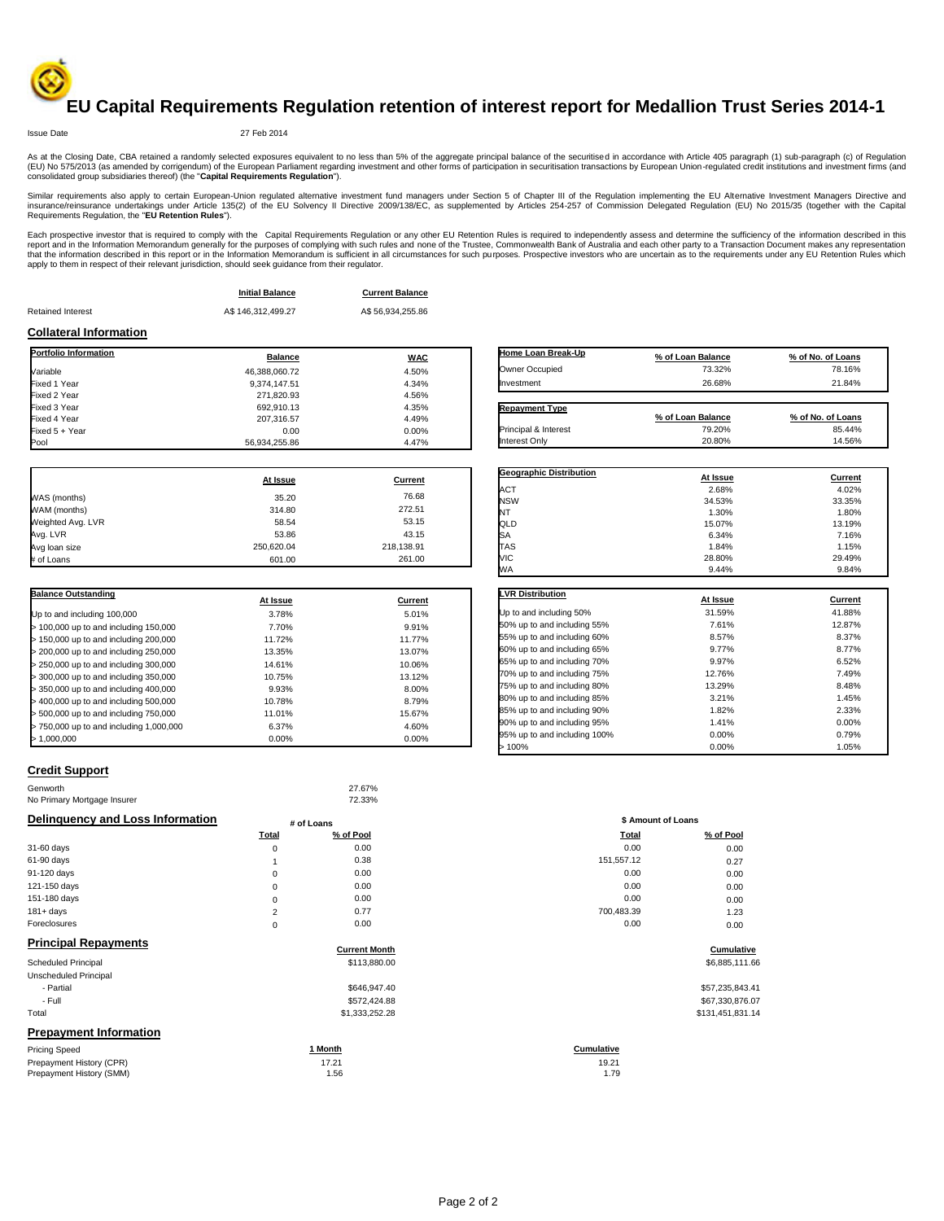# EU Capital Requirements Regulation retention of interest report for Medallion Trust Series 2014-1

Issue Date 27 Feb 2014

As at the Closing Date, CBA retained a randomly selected exposures equivalent to no less than 5% of the aggregate principal balance of the securitised in accordance with Article 405 paragraph (1) sub-paragraph (c) of Regulation (EU) No 575/2013 (as amended by corrigendum) of the European Parliament regarding investment and other forms of participation in securitisation transactions by European Union-regulated credit institutions and investment firms (and consolidated group subsidiaries thereof) (the "**Capital Requirements Regulation**").

Similar requirements also apply to certain European-Union regulated alternative investment fund managers under Section 5 of Chapter III of the Regulation implementing the EU Alternative Investment Managers Directive and insurance/reinsurance undertakings under Article 135(2) of the EU Solvency II Directive 2009/138/EC, as supplemented by Articles 254-257 of Commission Delegated Regulation (EU) No 2015/35 (together with the Capital Requirements Regulation, the "**EU Retention Rules**").

Each prospective investor that is required to comply with the Capital Requirements Regulation or any other EU Retention Rules is required to independently assess and determine the sufficiency of the information described in this report and in the Information Memorandum generally for the purposes of complying with such rules and none of the Trustee, Commonwealth Bank of Australia and each other party to a Transaction Document makes any representation that the information described in this report or in the Information Memorandum is sufficient in all circumstances for such purposes. Prospective investors who are uncertain as to the requirements under any EU Retention Rules which apply to them in respect of their relevant jurisdiction, should seek guidance from their regulator.

| | Initial Balance | Current Balance |
|---|---|---|
| Retained Interest | A$ 146,312,499.27 | A$ 56,934,255.86 |

## Collateral Information

| Portfolio Information | Balance | WAC |
|---|---|---|
| Variable | 46,388,060.72 | 4.50% |
| Fixed 1 Year | 9,374,147.51 | 4.34% |
| Fixed 2 Year | 271,820.93 | 4.56% |
| Fixed 3 Year | 692,910.13 | 4.35% |
| Fixed 4 Year | 207,316.57 | 4.49% |
| Fixed 5 + Year | 0.00 | 0.00% |
| Pool | 56,934,255.86 | 4.47% |

| Home Loan Break-Up | % of Loan Balance | % of No. of Loans |
|---|---|---|
| Owner Occupied | 73.32% | 78.16% |
| Investment | 26.68% | 21.84% |

| Repayment Type | % of Loan Balance | % of No. of Loans |
|---|---|---|
| Principal & Interest | 79.20% | 85.44% |
| Interest Only | 20.80% | 14.56% |

| | At Issue | Current |
|---|---|---|
| WAS (months) | 35.20 | 76.68 |
| WAM (months) | 314.80 | 272.51 |
| Weighted Avg. LVR | 58.54 | 53.15 |
| Avg. LVR | 53.86 | 43.15 |
| Avg loan size | 250,620.04 | 218,138.91 |
| # of Loans | 601.00 | 261.00 |

| Geographic Distribution | At Issue | Current |
|---|---|---|
| ACT | 2.68% | 4.02% |
| NSW | 34.53% | 33.35% |
| NT | 1.30% | 1.80% |
| QLD | 15.07% | 13.19% |
| SA | 6.34% | 7.16% |
| TAS | 1.84% | 1.15% |
| VIC | 28.80% | 29.49% |
| WA | 9.44% | 9.84% |

| Balance Outstanding | At Issue | Current |
|---|---|---|
| Up to and including 100,000 | 3.78% | 5.01% |
| > 100,000 up to and including 150,000 | 7.70% | 9.91% |
| > 150,000 up to and including 200,000 | 11.72% | 11.77% |
| > 200,000 up to and including 250,000 | 13.35% | 13.07% |
| > 250,000 up to and including 300,000 | 14.61% | 10.06% |
| > 300,000 up to and including 350,000 | 10.75% | 13.12% |
| > 350,000 up to and including 400,000 | 9.93% | 8.00% |
| > 400,000 up to and including 500,000 | 10.78% | 8.79% |
| > 500,000 up to and including 750,000 | 11.01% | 15.67% |
| > 750,000 up to and including 1,000,000 | 6.37% | 4.60% |
| > 1,000,000 | 0.00% | 0.00% |

| LVR Distribution | At Issue | Current |
|---|---|---|
| Up to and including 50% | 31.59% | 41.88% |
| 50% up to and including 55% | 7.61% | 12.87% |
| 55% up to and including 60% | 8.57% | 8.37% |
| 60% up to and including 65% | 9.77% | 8.77% |
| 65% up to and including 70% | 9.97% | 6.52% |
| 70% up to and including 75% | 12.76% | 7.49% |
| 75% up to and including 80% | 13.29% | 8.48% |
| 80% up to and including 85% | 3.21% | 1.45% |
| 85% up to and including 90% | 1.82% | 2.33% |
| 90% up to and including 95% | 1.41% | 0.00% |
| 95% up to and including 100% | 0.00% | 0.79% |
| > 100% | 0.00% | 1.05% |

## Credit Support

| | |
|---|---|
| Genworth | 27.67% |
| No Primary Mortgage Insurer | 72.33% |

## Delinquency and Loss Information

| | # of Loans | | $ Amount of Loans | |
|---|---|---|---|---|
| | Total | % of Pool | Total | % of Pool |
| 31-60 days | 0 | 0.00 | 0.00 | 0.00 |
| 61-90 days | 1 | 0.38 | 151,557.12 | 0.27 |
| 91-120 days | 0 | 0.00 | 0.00 | 0.00 |
| 121-150 days | 0 | 0.00 | 0.00 | 0.00 |
| 151-180 days | 0 | 0.00 | 0.00 | 0.00 |
| 181+ days | 2 | 0.77 | 700,483.39 | 1.23 |
| Foreclosures | 0 | 0.00 | 0.00 | 0.00 |

## Principal Repayments

| | Current Month | Cumulative |
|---|---|---|
| Scheduled Principal | $113,880.00 | $6,885,111.66 |
| Unscheduled Principal | | |
| - Partial | $646,947.40 | $57,235,843.41 |
| - Full | $572,424.88 | $67,330,876.07 |
| Total | $1,333,252.28 | $131,451,831.14 |

## Prepayment Information

| Pricing Speed | 1 Month | Cumulative |
|---|---|---|
| Prepayment History (CPR) | 17.21 | 19.21 |
| Prepayment History (SMM) | 1.56 | 1.79 |